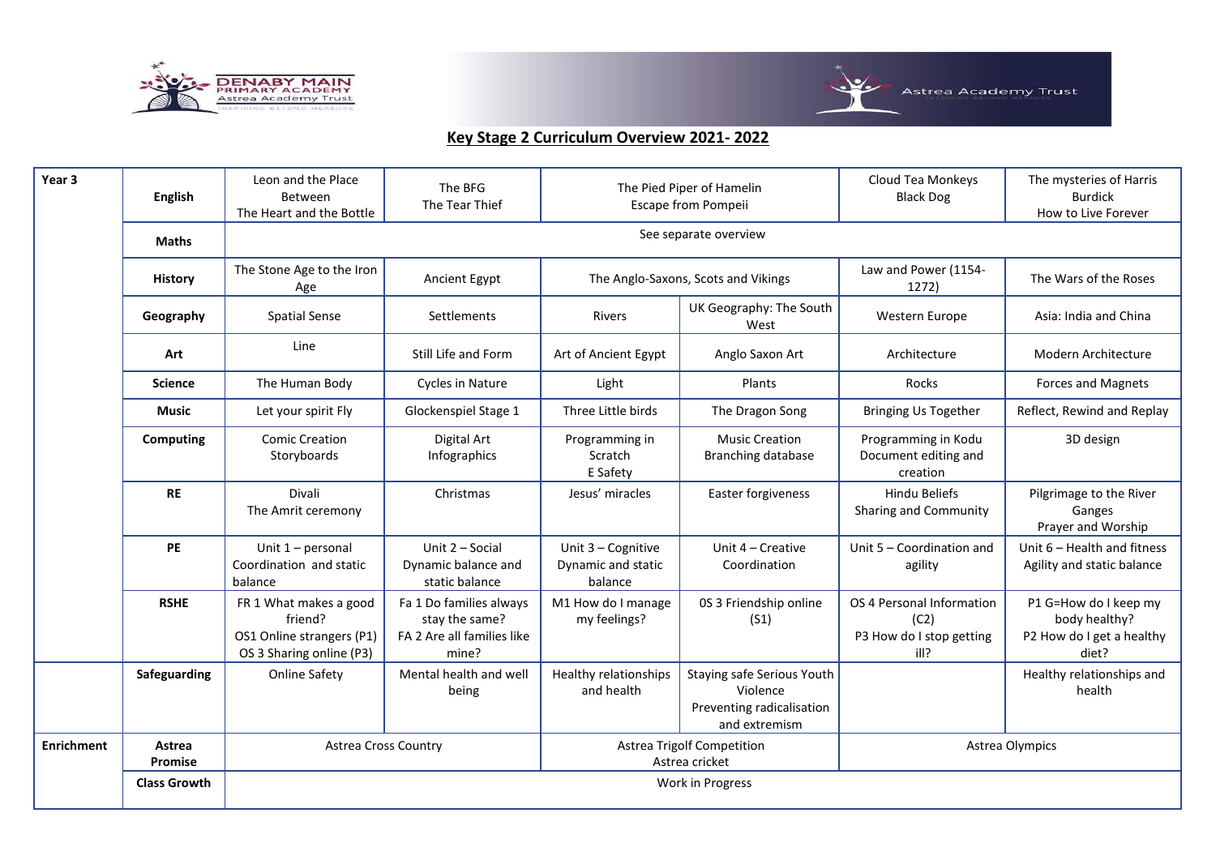## Key Stage 2 Curriculum Overview 2021- 2022

| Year 3 | | | | | | | |
|---|---|---|---|---|---|---|---|
| | **English** | Leon and the Place Between<br>The Heart and the Bottle | The BFG<br>The Tear Thief | The Pied Piper of Hamelin<br>Escape from Pompeii | | Cloud Tea Monkeys<br>Black Dog | The mysteries of Harris Burdick<br>How to Live Forever |
| | **Maths** | See separate overview | | | | | |
| | **History** | The Stone Age to the Iron Age | Ancient Egypt | The Anglo-Saxons, Scots and Vikings | | Law and Power (1154-1272) | The Wars of the Roses |
| | **Geography** | Spatial Sense | Settlements | Rivers | UK Geography: The South West | Western Europe | Asia: India and China |
| | **Art** | Line | Still Life and Form | Art of Ancient Egypt | Anglo Saxon Art | Architecture | Modern Architecture |
| | **Science** | The Human Body | Cycles in Nature | Light | Plants | Rocks | Forces and Magnets |
| | **Music** | Let your spirit Fly | Glockenspiel Stage 1 | Three Little birds | The Dragon Song | Bringing Us Together | Reflect, Rewind and Replay |
| | **Computing** | Comic Creation<br>Storyboards | Digital Art<br>Infographics | Programming in Scratch<br>E Safety | Music Creation<br>Branching database | Programming in Kodu<br>Document editing and creation | 3D design |
| | **RE** | Divali<br>The Amrit ceremony | Christmas | Jesus' miracles | Easter forgiveness | Hindu Beliefs<br>Sharing and Community | Pilgrimage to the River Ganges<br>Prayer and Worship |
| | **PE** | Unit 1 – personal Coordination and static balance | Unit 2 – Social Dynamic balance and static balance | Unit 3 – Cognitive Dynamic and static balance | Unit 4 – Creative Coordination | Unit 5 – Coordination and agility | Unit 6 – Health and fitness Agility and static balance |
| | **RSHE** | FR 1 What makes a good friend?<br>OS1 Online strangers (P1)<br>OS 3 Sharing online (P3) | Fa 1 Do families always stay the same?<br>FA 2 Are all families like mine? | M1 How do I manage my feelings? | 0S 3 Friendship online (S1) | OS 4 Personal Information (C2)<br>P3 How do I stop getting ill? | P1 G=How do I keep my body healthy?<br>P2 How do I get a healthy diet? |
| | **Safeguarding** | Online Safety | Mental health and well being | Healthy relationships and health | Staying safe Serious Youth Violence<br>Preventing radicalisation and extremism | | Healthy relationships and health |
| **Enrichment** | **Astrea Promise** | Astrea Cross Country | | Astrea Trigolf Competition<br>Astrea cricket | | Astrea Olympics | |
| | **Class Growth** | Work in Progress | | | | | |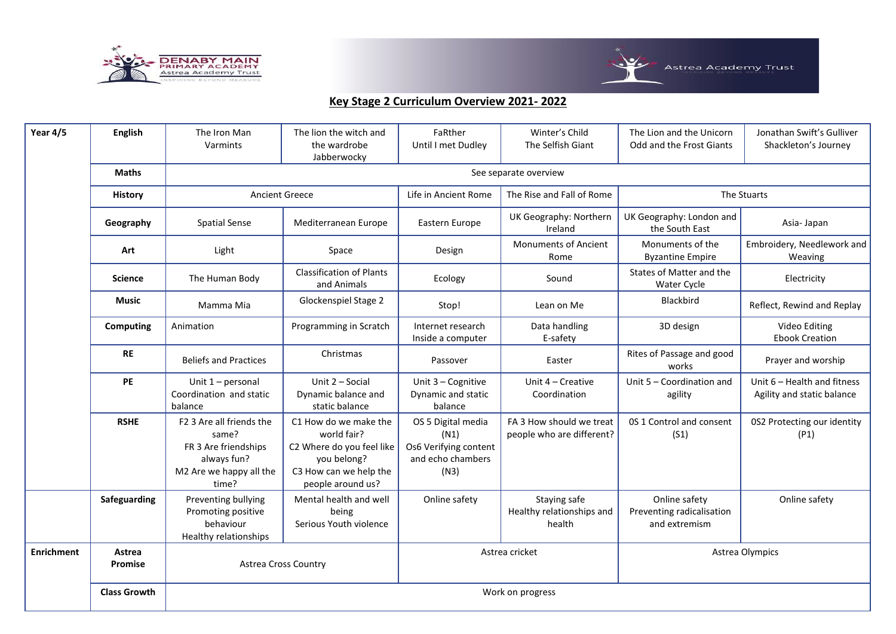## Key Stage 2 Curriculum Overview 2021- 2022

| Year 4/5 | English | The Iron Man<br>Varmints | The lion the witch and the wardrobe<br>Jabberwocky | FaRther<br>Until I met Dudley | Winter's Child<br>The Selfish Giant | The Lion and the Unicorn<br>Odd and the Frost Giants | Jonathan Swift's Gulliver<br>Shackleton's Journey |
|---|---|---|---|---|---|---|---|
| | Maths | See separate overview | | | | | |
| | History | Ancient Greece | | Life in Ancient Rome | The Rise and Fall of Rome | The Stuarts | |
| | Geography | Spatial Sense | Mediterranean Europe | Eastern Europe | UK Geography: Northern Ireland | UK Geography: London and the South East | Asia- Japan |
| | Art | Light | Space | Design | Monuments of Ancient Rome | Monuments of the Byzantine Empire | Embroidery, Needlework and Weaving |
| | Science | The Human Body | Classification of Plants and Animals | Ecology | Sound | States of Matter and the Water Cycle | Electricity |
| | Music | Mamma Mia | Glockenspiel Stage 2 | Stop! | Lean on Me | Blackbird | Reflect, Rewind and Replay |
| | Computing | Animation | Programming in Scratch | Internet research<br>Inside a computer | Data handling<br>E-safety | 3D design | Video Editing<br>Ebook Creation |
| | RE | Beliefs and Practices | Christmas | Passover | Easter | Rites of Passage and good works | Prayer and worship |
| | PE | Unit 1 – personal Coordination and static balance | Unit 2 – Social Dynamic balance and static balance | Unit 3 – Cognitive Dynamic and static balance | Unit 4 – Creative Coordination | Unit 5 – Coordination and agility | Unit 6 – Health and fitness Agility and static balance |
| | RSHE | F2 3 Are all friends the same?<br>FR 3 Are friendships always fun?<br>M2 Are we happy all the time? | C1 How do we make the world fair?<br>C2 Where do you feel like you belong?<br>C3 How can we help the people around us? | OS 5 Digital media (N1)<br>Os6 Verifying content and echo chambers (N3) | FA 3 How should we treat people who are different? | 0S 1 Control and consent (S1) | 0S2 Protecting our identity (P1) |
| | Safeguarding | Preventing bullying<br>Promoting positive behaviour<br>Healthy relationships | Mental health and well being<br>Serious Youth violence | Online safety | Staying safe<br>Healthy relationships and health | Online safety<br>Preventing radicalisation and extremism | Online safety |
| Enrichment | Astrea Promise | Astrea Cross Country | | Astrea cricket | | Astrea Olympics | |
| | Class Growth | Work on progress | | | | | |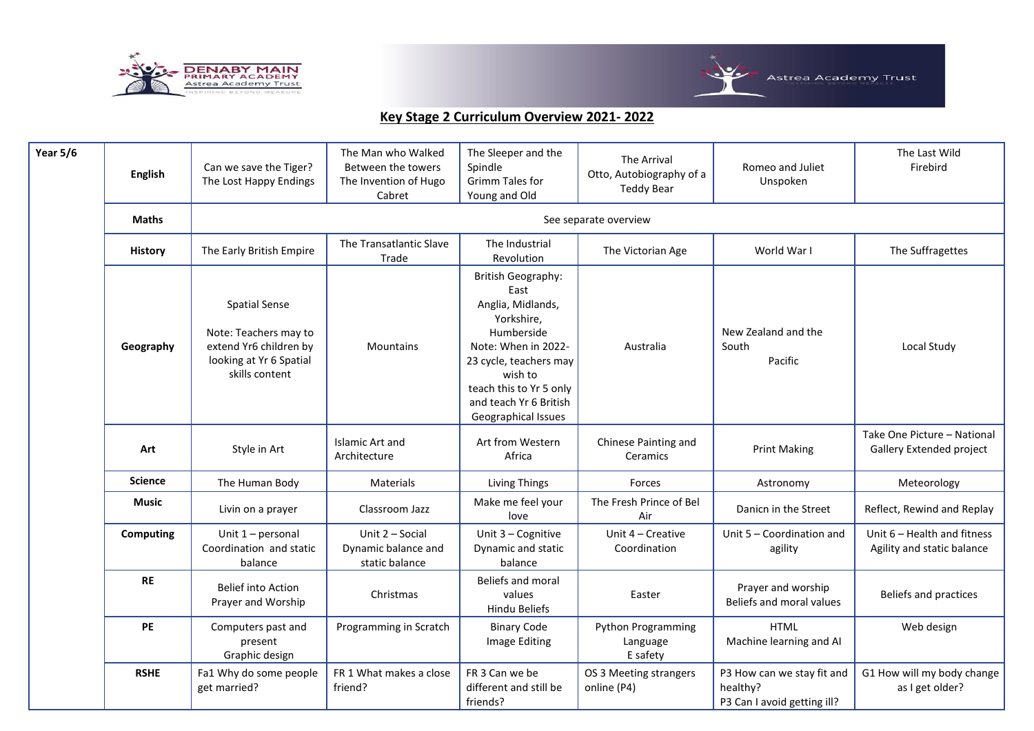## Key Stage 2 Curriculum Overview 2021- 2022

| Year 5/6 | | | | | | | |
|---|---|---|---|---|---|---|---|
| | **English** | Can we save the Tiger? The Lost Happy Endings | The Man who Walked Between the towers The Invention of Hugo Cabret | The Sleeper and the Spindle Grimm Tales for Young and Old | The Arrival Otto, Autobiography of a Teddy Bear | Romeo and Juliet Unspoken | The Last Wild Firebird |
| | **Maths** | See separate overview | | | | | |
| | **History** | The Early British Empire | The Transatlantic Slave Trade | The Industrial Revolution | The Victorian Age | World War I | The Suffragettes |
| | **Geography** | Spatial Sense Note: Teachers may to extend Yr6 children by looking at Yr 6 Spatial skills content | Mountains | British Geography: East Anglia, Midlands, Yorkshire, Humberside Note: When in 2022-23 cycle, teachers may wish to teach this to Yr 5 only and teach Yr 6 British Geographical Issues | Australia | New Zealand and the South Pacific | Local Study |
| | **Art** | Style in Art | Islamic Art and Architecture | Art from Western Africa | Chinese Painting and Ceramics | Print Making | Take One Picture – National Gallery Extended project |
| | **Science** | The Human Body | Materials | Living Things | Forces | Astronomy | Meteorology |
| | **Music** | Livin on a prayer | Classroom Jazz | Make me feel your love | The Fresh Prince of Bel Air | Danicn in the Street | Reflect, Rewind and Replay |
| | **Computing** | Unit 1 – personal Coordination and static balance | Unit 2 – Social Dynamic balance and static balance | Unit 3 – Cognitive Dynamic and static balance | Unit 4 – Creative Coordination | Unit 5 – Coordination and agility | Unit 6 – Health and fitness Agility and static balance |
| | **RE** | Belief into Action Prayer and Worship | Christmas | Beliefs and moral values Hindu Beliefs | Easter | Prayer and worship Beliefs and moral values | Beliefs and practices |
| | **PE** | Computers past and present Graphic design | Programming in Scratch | Binary Code Image Editing | Python Programming Language E safety | HTML Machine learning and AI | Web design |
| | **RSHE** | Fa1 Why do some people get married? | FR 1 What makes a close friend? | FR 3 Can we be different and still be friends? | OS 3 Meeting strangers online (P4) | P3 How can we stay fit and healthy? P3 Can I avoid getting ill? | G1 How will my body change as I get older? |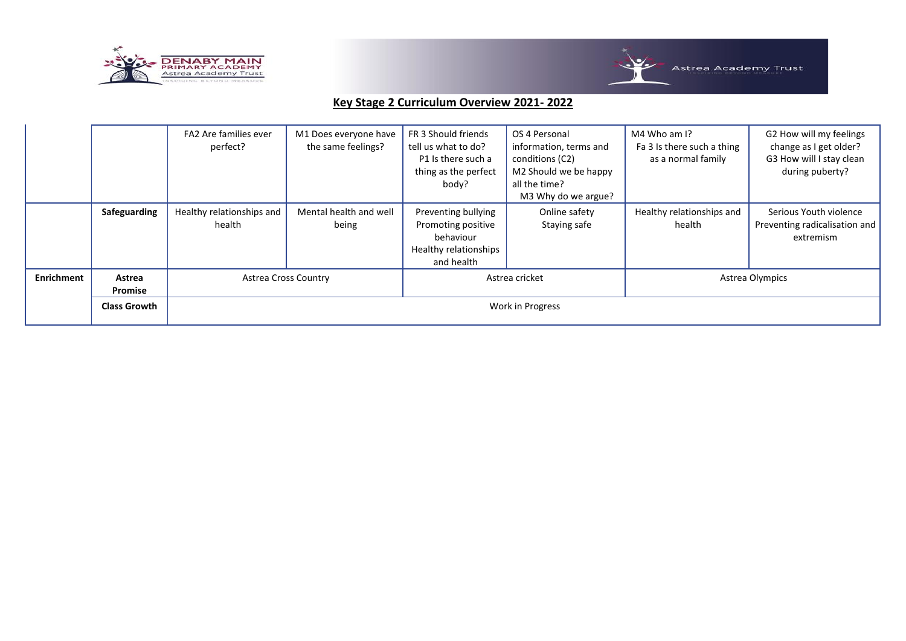## Key Stage 2 Curriculum Overview 2021- 2022

| | | | | | | | |
|---|---|---|---|---|---|---|---|
| | | FA2 Are families ever perfect? | M1 Does everyone have the same feelings? | FR 3 Should friends tell us what to do? P1 Is there such a thing as the perfect body? | OS 4 Personal information, terms and conditions (C2) M2 Should we be happy all the time? M3 Why do we argue? | M4 Who am I? Fa 3 Is there such a thing as a normal family | G2 How will my feelings change as I get older? G3 How will I stay clean during puberty? |
| | **Safeguarding** | Healthy relationships and health | Mental health and well being | Preventing bullying Promoting positive behaviour Healthy relationships and health | Online safety Staying safe | Healthy relationships and health | Serious Youth violence Preventing radicalisation and extremism |
| **Enrichment** | **Astrea Promise** | Astrea Cross Country | | Astrea cricket | | Astrea Olympics | |
| | **Class Growth** | Work in Progress | | | | | |